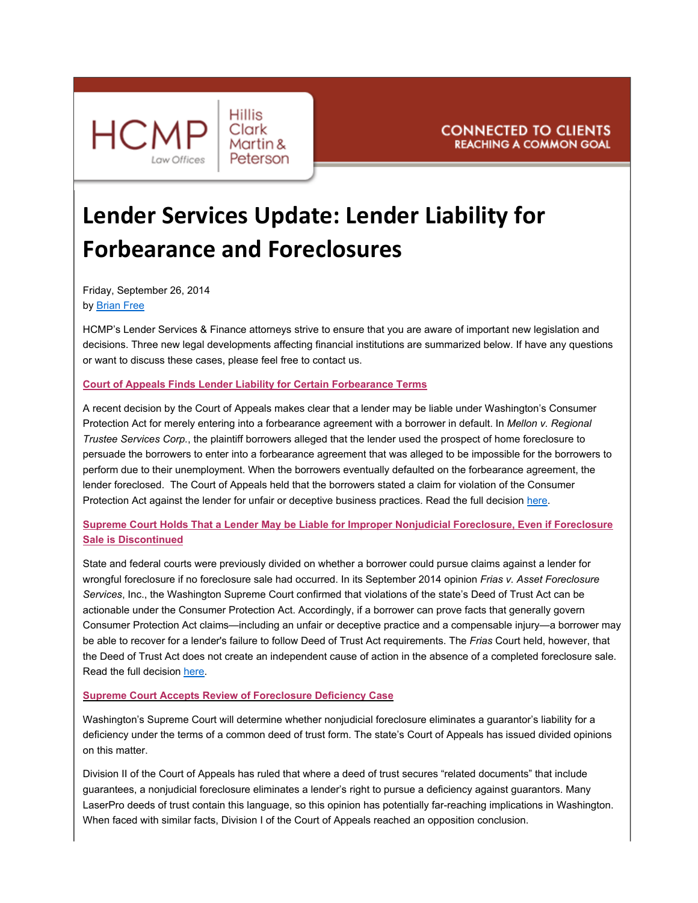HCMP Law Offices | Hillis Clark Martin & Peterson

CONNECTED TO CLIENTS
REACHING A COMMON GOAL

# Lender Services Update: Lender Liability for Forbearance and Foreclosures

Friday, September 26, 2014
by [Brian Free]

HCMP's Lender Services & Finance attorneys strive to ensure that you are aware of important new legislation and decisions. Three new legal developments affecting financial institutions are summarized below. If have any questions or want to discuss these cases, please feel free to contact us.

### Court of Appeals Finds Lender Liability for Certain Forbearance Terms

A recent decision by the Court of Appeals makes clear that a lender may be liable under Washington's Consumer Protection Act for merely entering into a forbearance agreement with a borrower in default. In *Mellon v. Regional Trustee Services Corp.*, the plaintiff borrowers alleged that the lender used the prospect of home foreclosure to persuade the borrowers to enter into a forbearance agreement that was alleged to be impossible for the borrowers to perform due to their unemployment. When the borrowers eventually defaulted on the forbearance agreement, the lender foreclosed. The Court of Appeals held that the borrowers stated a claim for violation of the Consumer Protection Act against the lender for unfair or deceptive business practices. Read the full decision [here].

### Supreme Court Holds That a Lender May be Liable for Improper Nonjudicial Foreclosure, Even if Foreclosure Sale is Discontinued

State and federal courts were previously divided on whether a borrower could pursue claims against a lender for wrongful foreclosure if no foreclosure sale had occurred. In its September 2014 opinion *Frias v. Asset Foreclosure Services*, Inc., the Washington Supreme Court confirmed that violations of the state's Deed of Trust Act can be actionable under the Consumer Protection Act. Accordingly, if a borrower can prove facts that generally govern Consumer Protection Act claims—including an unfair or deceptive practice and a compensable injury—a borrower may be able to recover for a lender's failure to follow Deed of Trust Act requirements. The *Frias* Court held, however, that the Deed of Trust Act does not create an independent cause of action in the absence of a completed foreclosure sale. Read the full decision [here].

### Supreme Court Accepts Review of Foreclosure Deficiency Case

Washington's Supreme Court will determine whether nonjudicial foreclosure eliminates a guarantor's liability for a deficiency under the terms of a common deed of trust form. The state's Court of Appeals has issued divided opinions on this matter.

Division II of the Court of Appeals has ruled that where a deed of trust secures "related documents" that include guarantees, a nonjudicial foreclosure eliminates a lender's right to pursue a deficiency against guarantors. Many LaserPro deeds of trust contain this language, so this opinion has potentially far-reaching implications in Washington. When faced with similar facts, Division I of the Court of Appeals reached an opposition conclusion.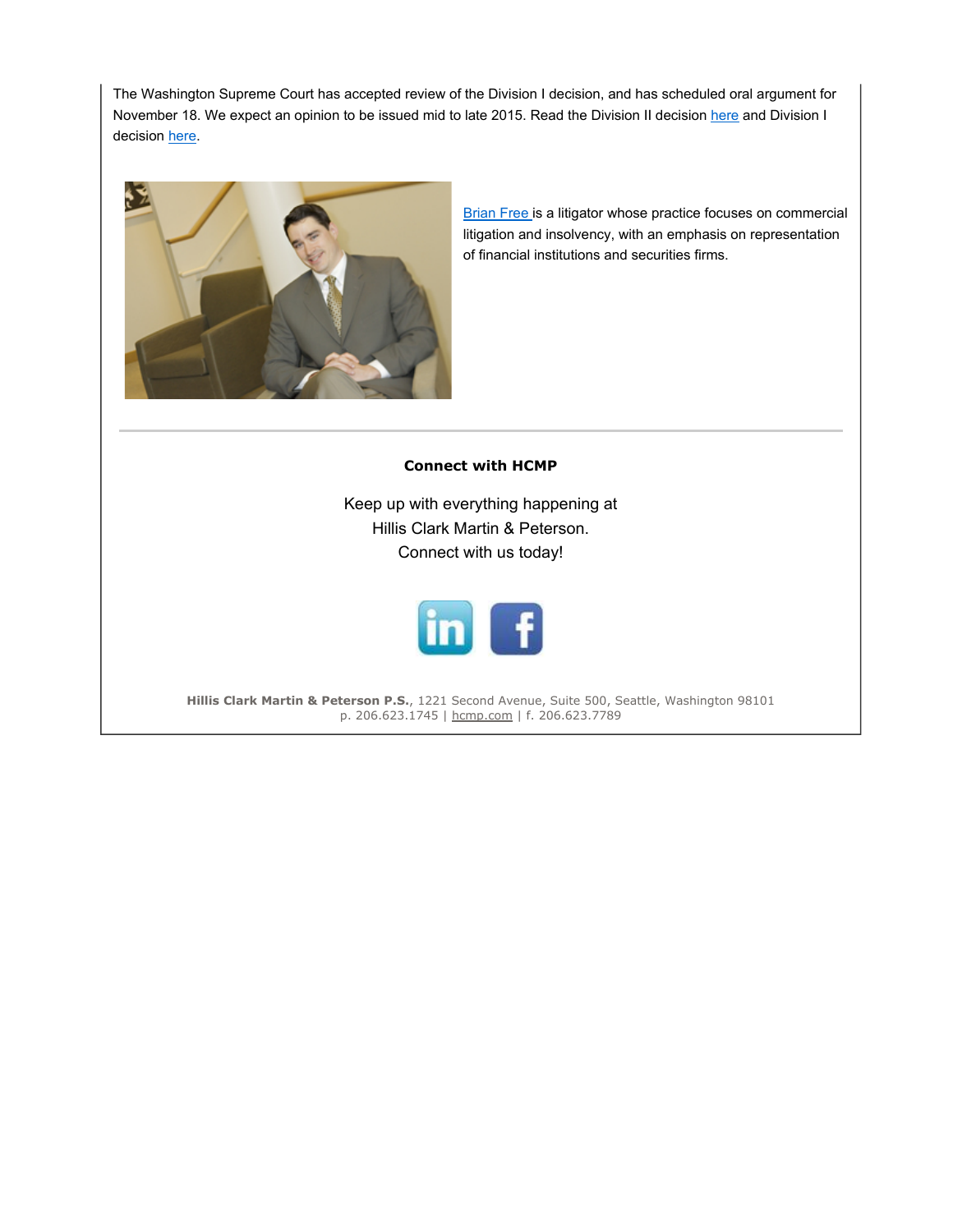The Washington Supreme Court has accepted review of the Division I decision, and has scheduled oral argument for November 18. We expect an opinion to be issued mid to late 2015. Read the Division II decision here and Division I decision here.

Brian Free is a litigator whose practice focuses on commercial litigation and insolvency, with an emphasis on representation of financial institutions and securities firms.

---

**Connect with HCMP**

Keep up with everything happening at
Hillis Clark Martin & Peterson.
Connect with us today!

**Hillis Clark Martin & Peterson P.S.**, 1221 Second Avenue, Suite 500, Seattle, Washington 98101
p. 206.623.1745 | hcmp.com | f. 206.623.7789